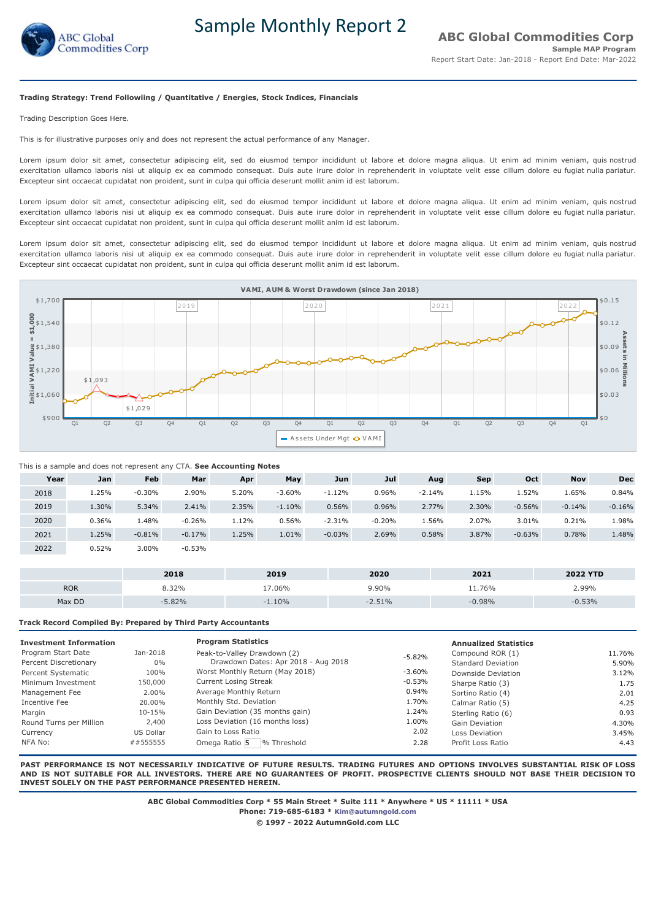# Sample Monthly Report 2

## ABC Global Commodities Corp

**Sample MAP Program**

Report Start Date: Jan-2018 - Report End Date: Mar-2022

**Trading Strategy: Trend Followiing / Quantitative / Energies, Stock Indices, Financials**

Trading Description Goes Here.

This is for illustrative purposes only and does not represent the actual performance of any Manager.

Lorem ipsum dolor sit amet, consectetur adipiscing elit, sed do eiusmod tempor incididunt ut labore et dolore magna aliqua. Ut enim ad minim veniam, quis nostrud exercitation ullamco laboris nisi ut aliquip ex ea commodo consequat. Duis aute irure dolor in reprehenderit in voluptate velit esse cillum dolore eu fugiat nulla pariatur. Excepteur sint occaecat cupidatat non proident, sunt in culpa qui officia deserunt mollit anim id est laborum.

Lorem ipsum dolor sit amet, consectetur adipiscing elit, sed do eiusmod tempor incididunt ut labore et dolore magna aliqua. Ut enim ad minim veniam, quis nostrud exercitation ullamco laboris nisi ut aliquip ex ea commodo consequat. Duis aute irure dolor in reprehenderit in voluptate velit esse cillum dolore eu fugiat nulla pariatur. Excepteur sint occaecat cupidatat non proident, sunt in culpa qui officia deserunt mollit anim id est laborum.

Lorem ipsum dolor sit amet, consectetur adipiscing elit, sed do eiusmod tempor incididunt ut labore et dolore magna aliqua. Ut enim ad minim veniam, quis nostrud exercitation ullamco laboris nisi ut aliquip ex ea commodo consequat. Duis aute irure dolor in reprehenderit in voluptate velit esse cillum dolore eu fugiat nulla pariatur. Excepteur sint occaecat cupidatat non proident, sunt in culpa qui officia deserunt mollit anim id est laborum.

VAMI, AUM & Worst Drawdown (since Jan 2018)

This is a sample and does not represent any CTA. **See Accounting Notes**

| Year | Jan | Feb | Mar | Apr | May | Jun | Jul | Aug | Sep | Oct | Nov | Dec |
|---|---|---|---|---|---|---|---|---|---|---|---|---|
| 2018 | 1.25% | -0.30% | 2.90% | 5.20% | -3.60% | -1.12% | 0.96% | -2.14% | 1.15% | 1.52% | 1.65% | 0.84% |
| 2019 | 1.30% | 5.34% | 2.41% | 2.35% | -1.10% | 0.56% | 0.96% | 2.77% | 2.30% | -0.56% | -0.14% | -0.16% |
| 2020 | 0.36% | 1.48% | -0.26% | 1.12% | 0.56% | -2.31% | -0.20% | 1.56% | 2.07% | 3.01% | 0.21% | 1.98% |
| 2021 | 1.25% | -0.81% | -0.17% | 1.25% | 1.01% | -0.03% | 2.69% | 0.58% | 3.87% | -0.63% | 0.78% | 1.48% |
| 2022 | 0.52% | 3.00% | -0.53% | | | | | | | | | |

| | 2018 | 2019 | 2020 | 2021 | 2022 YTD |
|---|---|---|---|---|---|
| ROR | 8.32% | 17.06% | 9.90% | 11.76% | 2.99% |
| Max DD | -5.82% | -1.10% | -2.51% | -0.98% | -0.53% |

**Track Record Compiled By: Prepared by Third Party Accountants**

| Investment Information | |
|---|---|
| Program Start Date | Jan-2018 |
| Percent Discretionary | 0% |
| Percent Systematic | 100% |
| Minimum Investment | 150,000 |
| Management Fee | 2.00% |
| Incentive Fee | 20.00% |
| Margin | 10-15% |
| Round Turns per Million | 2,400 |
| Currency | US Dollar |
| NFA No: | ##555555 |

| Program Statistics | |
|---|---|
| Peak-to-Valley Drawdown (2) Drawdown Dates: Apr 2018 - Aug 2018 | -5.82% |
| Worst Monthly Return (May 2018) | -3.60% |
| Current Losing Streak | -0.53% |
| Average Monthly Return | 0.94% |
| Monthly Std. Deviation | 1.70% |
| Gain Deviation (35 months gain) | 1.24% |
| Loss Deviation (16 months loss) | 1.00% |
| Gain to Loss Ratio | 2.02 |
| Omega Ratio 5 % Threshold | 2.28 |

| Annualized Statistics | |
|---|---|
| Compound ROR (1) | 11.76% |
| Standard Deviation | 5.90% |
| Downside Deviation | 3.12% |
| Sharpe Ratio (3) | 1.75 |
| Sortino Ratio (4) | 2.01 |
| Calmar Ratio (5) | 4.25 |
| Sterling Ratio (6) | 0.93 |
| Gain Deviation | 4.30% |
| Loss Deviation | 3.45% |
| Profit Loss Ratio | 4.43 |

**PAST PERFORMANCE IS NOT NECESSARILY INDICATIVE OF FUTURE RESULTS. TRADING FUTURES AND OPTIONS INVOLVES SUBSTANTIAL RISK OF LOSS AND IS NOT SUITABLE FOR ALL INVESTORS. THERE ARE NO GUARANTEES OF PROFIT. PROSPECTIVE CLIENTS SHOULD NOT BASE THEIR DECISION TO INVEST SOLELY ON THE PAST PERFORMANCE PRESENTED HEREIN.**

**ABC Global Commodities Corp * 55 Main Street * Suite 111 * Anywhere * US * 11111 * USA**
**Phone: 719-685-6183 * Kim@autumngold.com**
**© 1997 - 2022 AutumnGold.com LLC**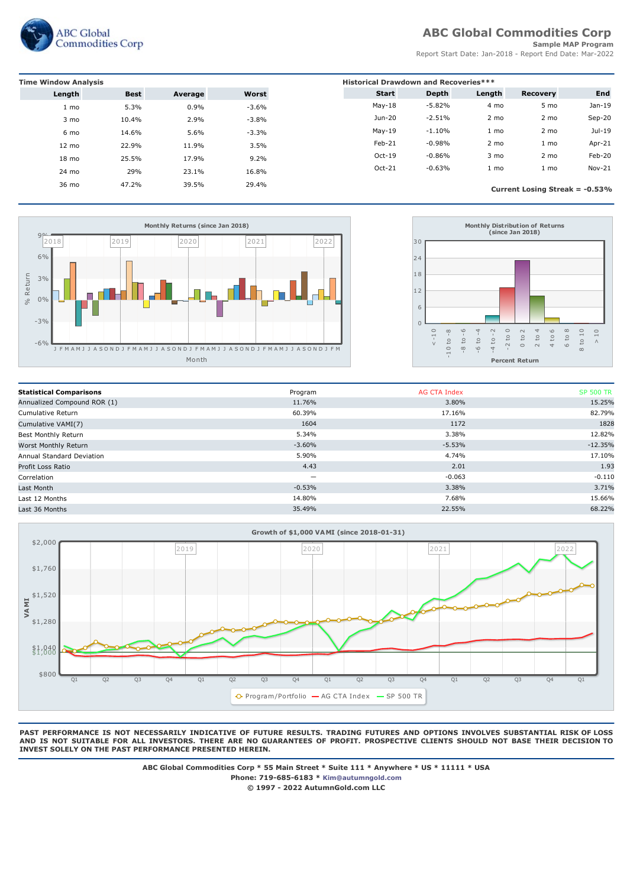# ABC Global Commodities Corp

**Sample MAP Program**

Report Start Date: Jan-2018 - Report End Date: Mar-2022

**Time Window Analysis**

| Length | Best | Average | Worst |
|---|---|---|---|
| 1 mo | 5.3% | 0.9% | -3.6% |
| 3 mo | 10.4% | 2.9% | -3.8% |
| 6 mo | 14.6% | 5.6% | -3.3% |
| 12 mo | 22.9% | 11.9% | 3.5% |
| 18 mo | 25.5% | 17.9% | 9.2% |
| 24 mo | 29% | 23.1% | 16.8% |
| 36 mo | 47.2% | 39.5% | 29.4% |

**Historical Drawdown and Recoveries*****

| Start | Depth | Length | Recovery | End |
|---|---|---|---|---|
| May-18 | -5.82% | 4 mo | 5 mo | Jan-19 |
| Jun-20 | -2.51% | 2 mo | 2 mo | Sep-20 |
| May-19 | -1.10% | 1 mo | 2 mo | Jul-19 |
| Feb-21 | -0.98% | 2 mo | 1 mo | Apr-21 |
| Oct-19 | -0.86% | 3 mo | 2 mo | Feb-20 |
| Oct-21 | -0.63% | 1 mo | 1 mo | Nov-21 |

**Current Losing Streak = -0.53%**

**Statistical Comparisons**

| | Program | AG CTA Index | SP 500 TR |
|---|---|---|---|
| Annualized Compound ROR (1) | 11.76% | 3.80% | 15.25% |
| Cumulative Return | 60.39% | 17.16% | 82.79% |
| Cumulative VAMI(7) | 1604 | 1172 | 1828 |
| Best Monthly Return | 5.34% | 3.38% | 12.82% |
| Worst Monthly Return | -3.60% | -5.53% | -12.35% |
| Annual Standard Deviation | 5.90% | 4.74% | 17.10% |
| Profit Loss Ratio | 4.43 | 2.01 | 1.93 |
| Correlation | — | -0.063 | -0.110 |
| Last Month | -0.53% | 3.38% | 3.71% |
| Last 12 Months | 14.80% | 7.68% | 15.66% |
| Last 36 Months | 35.49% | 22.55% | 68.22% |

**PAST PERFORMANCE IS NOT NECESSARILY INDICATIVE OF FUTURE RESULTS. TRADING FUTURES AND OPTIONS INVOLVES SUBSTANTIAL RISK OF LOSS AND IS NOT SUITABLE FOR ALL INVESTORS. THERE ARE NO GUARANTEES OF PROFIT. PROSPECTIVE CLIENTS SHOULD NOT BASE THEIR DECISION TO INVEST SOLELY ON THE PAST PERFORMANCE PRESENTED HEREIN.**

**ABC Global Commodities Corp * 55 Main Street * Suite 111 * Anywhere * US * 11111 * USA**
**Phone: 719-685-6183 * Kim@autumngold.com**
**© 1997 - 2022 AutumnGold.com LLC**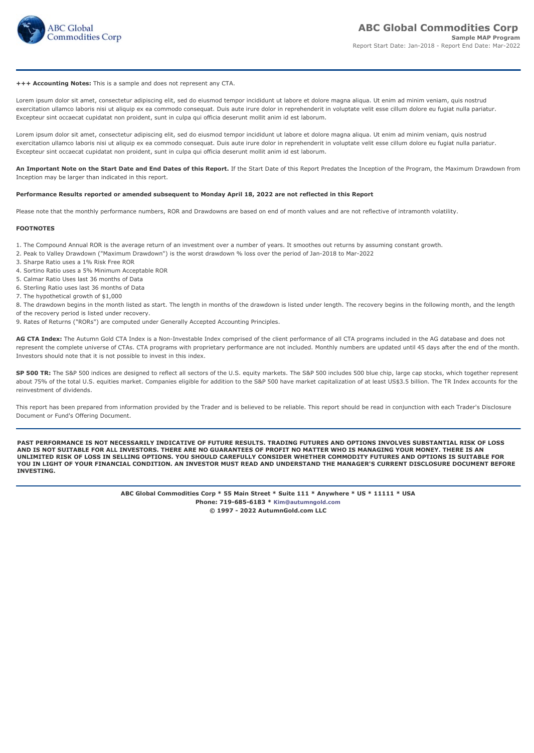**+++ Accounting Notes:** This is a sample and does not represent any CTA.

Lorem ipsum dolor sit amet, consectetur adipiscing elit, sed do eiusmod tempor incididunt ut labore et dolore magna aliqua. Ut enim ad minim veniam, quis nostrud exercitation ullamco laboris nisi ut aliquip ex ea commodo consequat. Duis aute irure dolor in reprehenderit in voluptate velit esse cillum dolore eu fugiat nulla pariatur. Excepteur sint occaecat cupidatat non proident, sunt in culpa qui officia deserunt mollit anim id est laborum.

Lorem ipsum dolor sit amet, consectetur adipiscing elit, sed do eiusmod tempor incididunt ut labore et dolore magna aliqua. Ut enim ad minim veniam, quis nostrud exercitation ullamco laboris nisi ut aliquip ex ea commodo consequat. Duis aute irure dolor in reprehenderit in voluptate velit esse cillum dolore eu fugiat nulla pariatur. Excepteur sint occaecat cupidatat non proident, sunt in culpa qui officia deserunt mollit anim id est laborum.

**An Important Note on the Start Date and End Dates of this Report.** If the Start Date of this Report Predates the Inception of the Program, the Maximum Drawdown from Inception may be larger than indicated in this report.

**Performance Results reported or amended subsequent to Monday April 18, 2022 are not reflected in this Report**

Please note that the monthly performance numbers, ROR and Drawdowns are based on end of month values and are not reflective of intramonth volatility.

**FOOTNOTES**

1. The Compound Annual ROR is the average return of an investment over a number of years. It smoothes out returns by assuming constant growth.
2. Peak to Valley Drawdown ("Maximum Drawdown") is the worst drawdown % loss over the period of Jan-2018 to Mar-2022
3. Sharpe Ratio uses a 1% Risk Free ROR
4. Sortino Ratio uses a 5% Minimum Acceptable ROR
5. Calmar Ratio Uses last 36 months of Data
6. Sterling Ratio uses last 36 months of Data
7. The hypothetical growth of $1,000
8. The drawdown begins in the month listed as start. The length in months of the drawdown is listed under length. The recovery begins in the following month, and the length of the recovery period is listed under recovery.
9. Rates of Returns ("RORs") are computed under Generally Accepted Accounting Principles.

**AG CTA Index:** The Autumn Gold CTA Index is a Non-Investable Index comprised of the client performance of all CTA programs included in the AG database and does not represent the complete universe of CTAs. CTA programs with proprietary performance are not included. Monthly numbers are updated until 45 days after the end of the month. Investors should note that it is not possible to invest in this index.

**SP 500 TR:** The S&P 500 indices are designed to reflect all sectors of the U.S. equity markets. The S&P 500 includes 500 blue chip, large cap stocks, which together represent about 75% of the total U.S. equities market. Companies eligible for addition to the S&P 500 have market capitalization of at least US$3.5 billion. The TR Index accounts for the reinvestment of dividends.

This report has been prepared from information provided by the Trader and is believed to be reliable. This report should be read in conjunction with each Trader's Disclosure Document or Fund's Offering Document.

**PAST PERFORMANCE IS NOT NECESSARILY INDICATIVE OF FUTURE RESULTS. TRADING FUTURES AND OPTIONS INVOLVES SUBSTANTIAL RISK OF LOSS AND IS NOT SUITABLE FOR ALL INVESTORS. THERE ARE NO GUARANTEES OF PROFIT NO MATTER WHO IS MANAGING YOUR MONEY. THERE IS AN UNLIMITED RISK OF LOSS IN SELLING OPTIONS. YOU SHOULD CAREFULLY CONSIDER WHETHER COMMODITY FUTURES AND OPTIONS IS SUITABLE FOR YOU IN LIGHT OF YOUR FINANCIAL CONDITION. AN INVESTOR MUST READ AND UNDERSTAND THE MANAGER'S CURRENT DISCLOSURE DOCUMENT BEFORE INVESTING.**

**ABC Global Commodities Corp * 55 Main Street * Suite 111 * Anywhere * US * 11111 * USA**
**Phone: 719-685-6183 * Kim@autumngold.com**
**© 1997 - 2022 AutumnGold.com LLC**